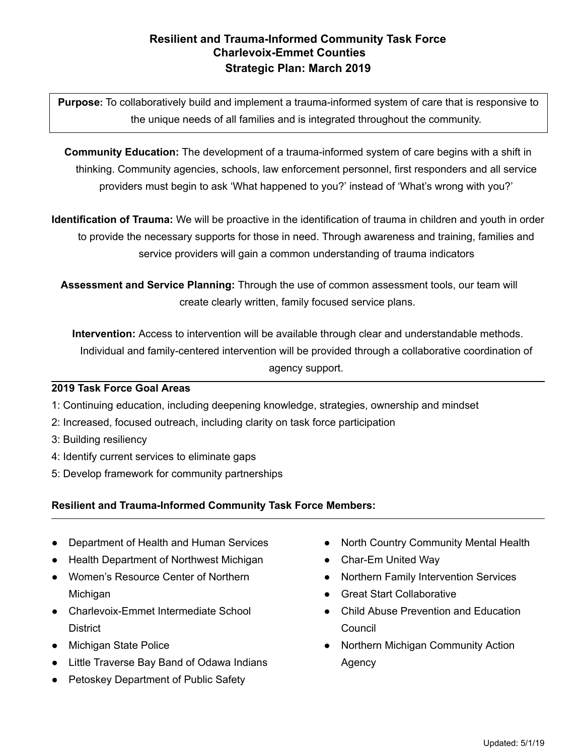# Resilient and Trauma-Informed Community Task Force
## Charlevoix-Emmet Counties
## Strategic Plan: March 2019

**Purpose:** To collaboratively build and implement a trauma-informed system of care that is responsive to the unique needs of all families and is integrated throughout the community.

**Community Education:** The development of a trauma-informed system of care begins with a shift in thinking. Community agencies, schools, law enforcement personnel, first responders and all service providers must begin to ask 'What happened to you?' instead of 'What's wrong with you?'

**Identification of Trauma:** We will be proactive in the identification of trauma in children and youth in order to provide the necessary supports for those in need. Through awareness and training, families and service providers will gain a common understanding of trauma indicators

**Assessment and Service Planning:** Through the use of common assessment tools, our team will create clearly written, family focused service plans.

**Intervention:** Access to intervention will be available through clear and understandable methods. Individual and family-centered intervention will be provided through a collaborative coordination of agency support.

---

**2019 Task Force Goal Areas**

1: Continuing education, including deepening knowledge, strategies, ownership and mindset
2: Increased, focused outreach, including clarity on task force participation
3: Building resiliency
4: Identify current services to eliminate gaps
5: Develop framework for community partnerships

**Resilient and Trauma-Informed Community Task Force Members:**

---

- Department of Health and Human Services
- Health Department of Northwest Michigan
- Women's Resource Center of Northern Michigan
- Charlevoix-Emmet Intermediate School District
- Michigan State Police
- Little Traverse Bay Band of Odawa Indians
- Petoskey Department of Public Safety
- North Country Community Mental Health
- Char-Em United Way
- Northern Family Intervention Services
- Great Start Collaborative
- Child Abuse Prevention and Education Council
- Northern Michigan Community Action Agency

Updated: 5/1/19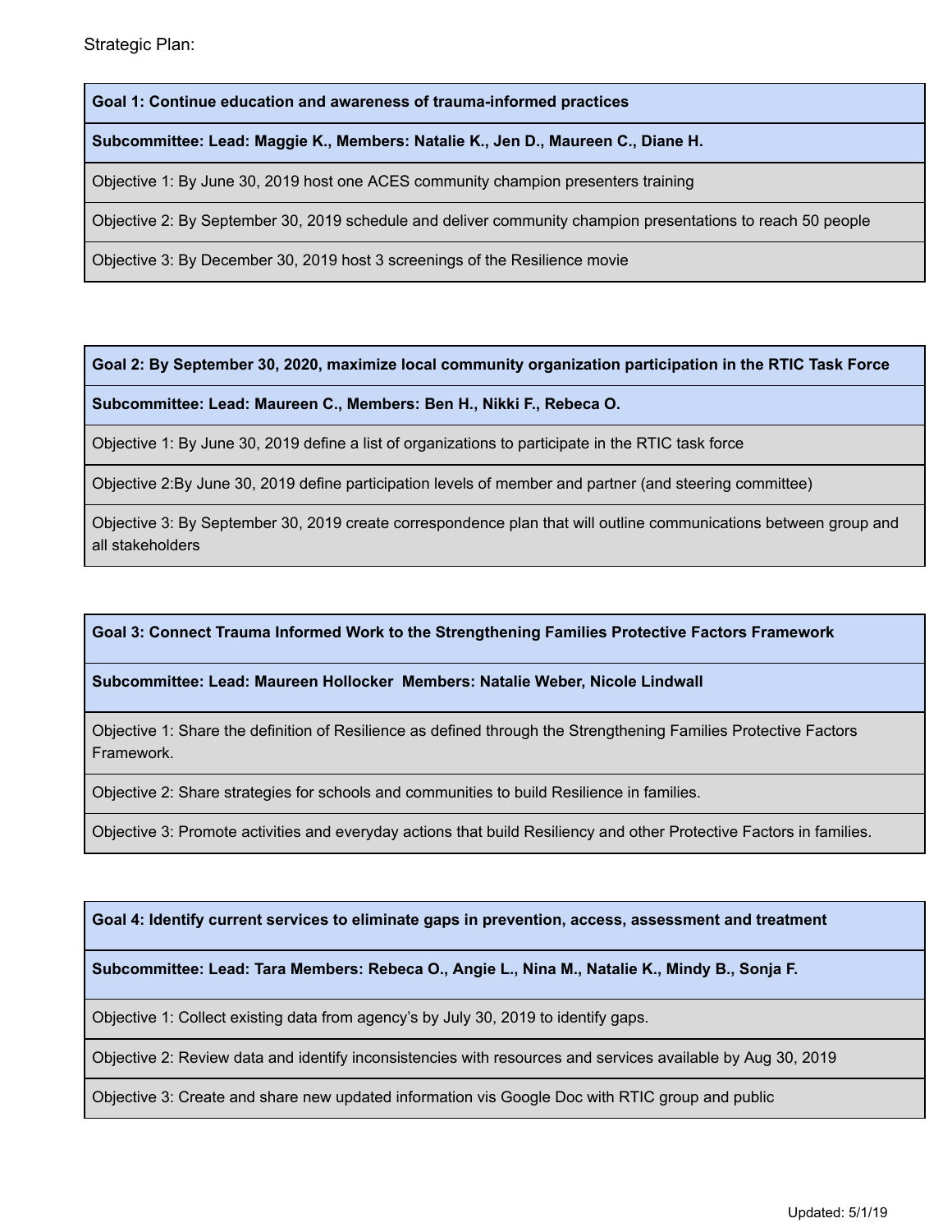Strategic Plan:

| **Goal 1: Continue education and awareness of trauma-informed practices** |
| --- |
| **Subcommittee: Lead: Maggie K., Members: Natalie K., Jen D., Maureen C., Diane H.** |
| Objective 1: By June 30, 2019 host one ACES community champion presenters training |
| Objective 2: By September 30, 2019 schedule and deliver community champion presentations to reach 50 people |
| Objective 3: By December 30, 2019 host 3 screenings of the Resilience movie |

| **Goal 2: By September 30, 2020, maximize local community organization participation in the RTIC Task Force** |
| --- |
| **Subcommittee: Lead: Maureen C., Members: Ben H., Nikki F., Rebeca O.** |
| Objective 1: By June 30, 2019 define a list of organizations to participate in the RTIC task force |
| Objective 2:By June 30, 2019 define participation levels of member and partner (and steering committee) |
| Objective 3: By September 30, 2019 create correspondence plan that will outline communications between group and all stakeholders |

| **Goal 3: Connect Trauma Informed Work to the Strengthening Families Protective Factors Framework** |
| --- |
| **Subcommittee: Lead: Maureen Hollocker Members: Natalie Weber, Nicole Lindwall** |
| Objective 1: Share the definition of Resilience as defined through the Strengthening Families Protective Factors Framework. |
| Objective 2: Share strategies for schools and communities to build Resilience in families. |
| Objective 3: Promote activities and everyday actions that build Resiliency and other Protective Factors in families. |

| **Goal 4: Identify current services to eliminate gaps in prevention, access, assessment and treatment** |
| --- |
| **Subcommittee: Lead: Tara Members: Rebeca O., Angie L., Nina M., Natalie K., Mindy B., Sonja F.** |
| Objective 1: Collect existing data from agency's by July 30, 2019 to identify gaps. |
| Objective 2: Review data and identify inconsistencies with resources and services available by Aug 30, 2019 |
| Objective 3: Create and share new updated information vis Google Doc with RTIC group and public |

Updated: 5/1/19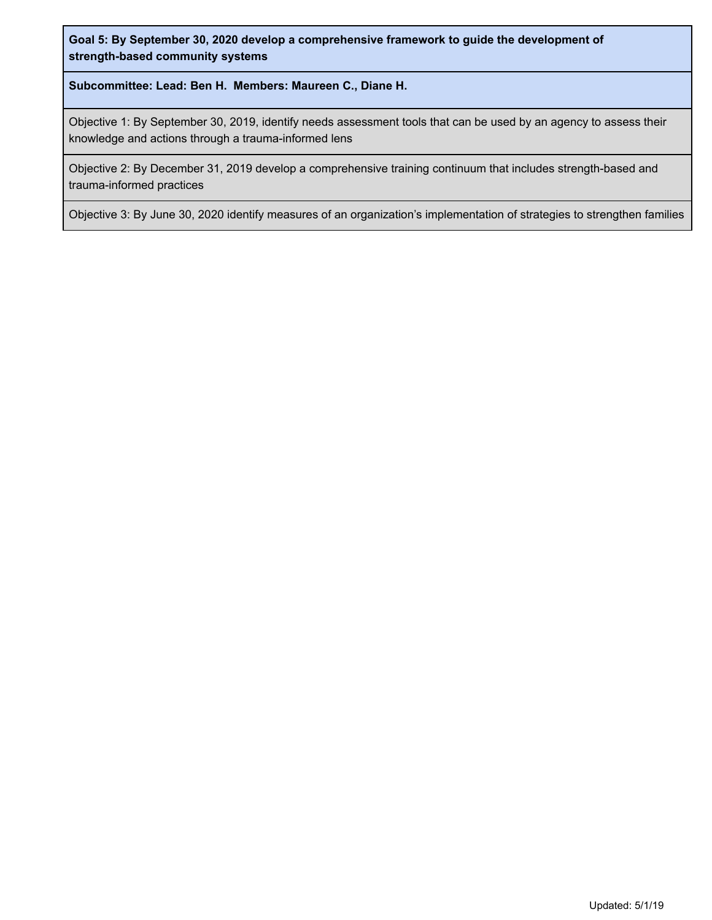| |
|---|
| **Goal 5: By September 30, 2020 develop a comprehensive framework to guide the development of strength-based community systems** |
| **Subcommittee: Lead: Ben H. Members: Maureen C., Diane H.** |
| Objective 1: By September 30, 2019, identify needs assessment tools that can be used by an agency to assess their knowledge and actions through a trauma-informed lens |
| Objective 2: By December 31, 2019 develop a comprehensive training continuum that includes strength-based and trauma-informed practices |
| Objective 3: By June 30, 2020 identify measures of an organization's implementation of strategies to strengthen families |

Updated: 5/1/19